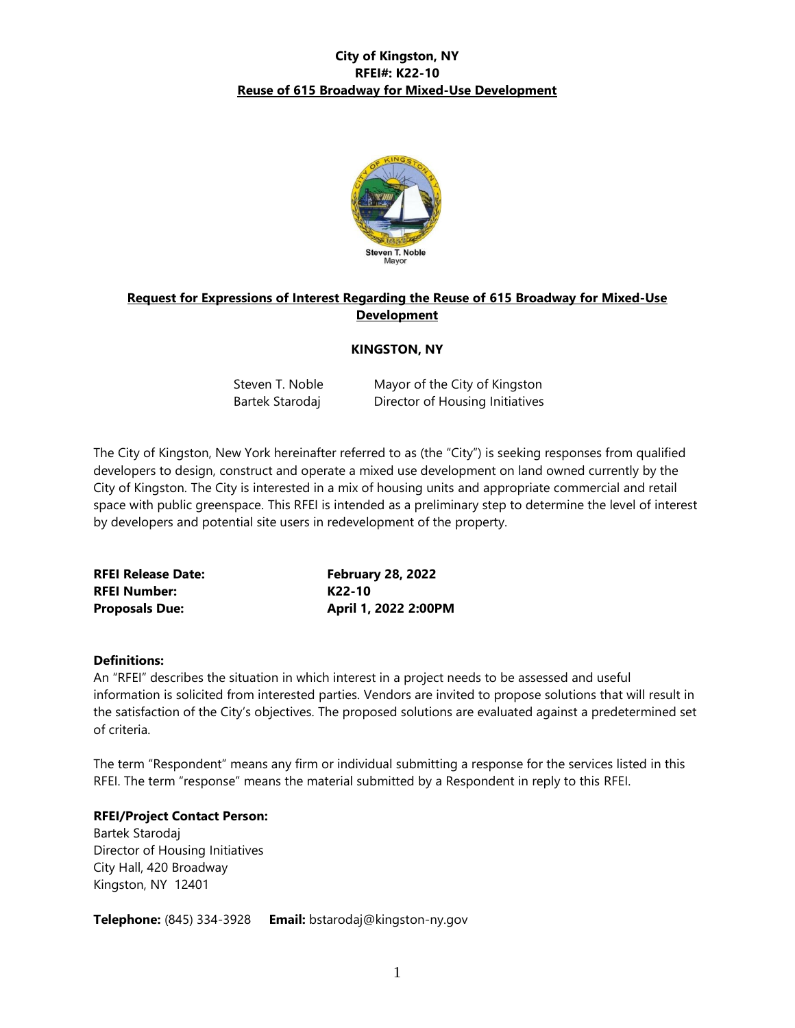**City of Kingston, NY**
**RFEI#: K22-10**
**Reuse of 615 Broadway for Mixed-Use Development**

Steven T. Noble
Mayor

## Request for Expressions of Interest Regarding the Reuse of 615 Broadway for Mixed-Use Development

**KINGSTON, NY**

| | |
|---|---|
| Steven T. Noble | Mayor of the City of Kingston |
| Bartek Starodaj | Director of Housing Initiatives |

The City of Kingston, New York hereinafter referred to as (the "City") is seeking responses from qualified developers to design, construct and operate a mixed use development on land owned currently by the City of Kingston. The City is interested in a mix of housing units and appropriate commercial and retail space with public greenspace. This RFEI is intended as a preliminary step to determine the level of interest by developers and potential site users in redevelopment of the property.

| | |
|---|---|
| **RFEI Release Date:** | **February 28, 2022** |
| **RFEI Number:** | **K22-10** |
| **Proposals Due:** | **April 1, 2022 2:00PM** |

**Definitions:**
An "RFEI" describes the situation in which interest in a project needs to be assessed and useful information is solicited from interested parties. Vendors are invited to propose solutions that will result in the satisfaction of the City's objectives. The proposed solutions are evaluated against a predetermined set of criteria.

The term "Respondent" means any firm or individual submitting a response for the services listed in this RFEI. The term "response" means the material submitted by a Respondent in reply to this RFEI.

**RFEI/Project Contact Person:**
Bartek Starodaj
Director of Housing Initiatives
City Hall, 420 Broadway
Kingston, NY 12401

**Telephone:** (845) 334-3928 **Email:** bstarodaj@kingston-ny.gov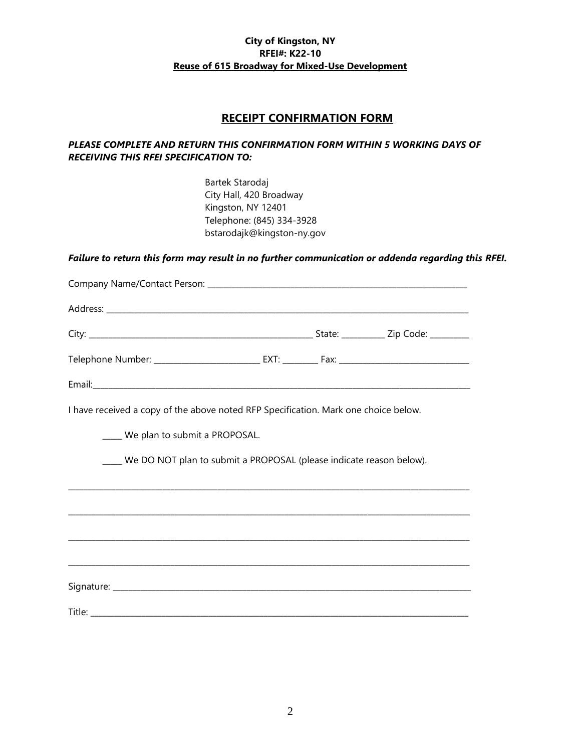**City of Kingston, NY**
**RFEI#: K22-10**
**Reuse of 615 Broadway for Mixed-Use Development**

## RECEIPT CONFIRMATION FORM

***PLEASE COMPLETE AND RETURN THIS CONFIRMATION FORM WITHIN 5 WORKING DAYS OF RECEIVING THIS RFEI SPECIFICATION TO:***

Bartek Starodaj
City Hall, 420 Broadway
Kingston, NY 12401
Telephone: (845) 334-3928
bstarodajk@kingston-ny.gov

***Failure to return this form may result in no further communication or addenda regarding this RFEI.***

Company Name/Contact Person: ___________________________________________________________

Address: ______________________________________________________________________________

City: ___________________________________________ State: _________ Zip Code: ________

Telephone Number: ______________________ EXT: _______ Fax: ___________________________

Email: _________________________________________________________________________________

I have received a copy of the above noted RFP Specification. Mark one choice below.

_____ We plan to submit a PROPOSAL.

_____ We DO NOT plan to submit a PROPOSAL (please indicate reason below).

______________________________________________________________________________________

______________________________________________________________________________________

______________________________________________________________________________________

______________________________________________________________________________________

Signature: ______________________________________________________________________________

Title: __________________________________________________________________________________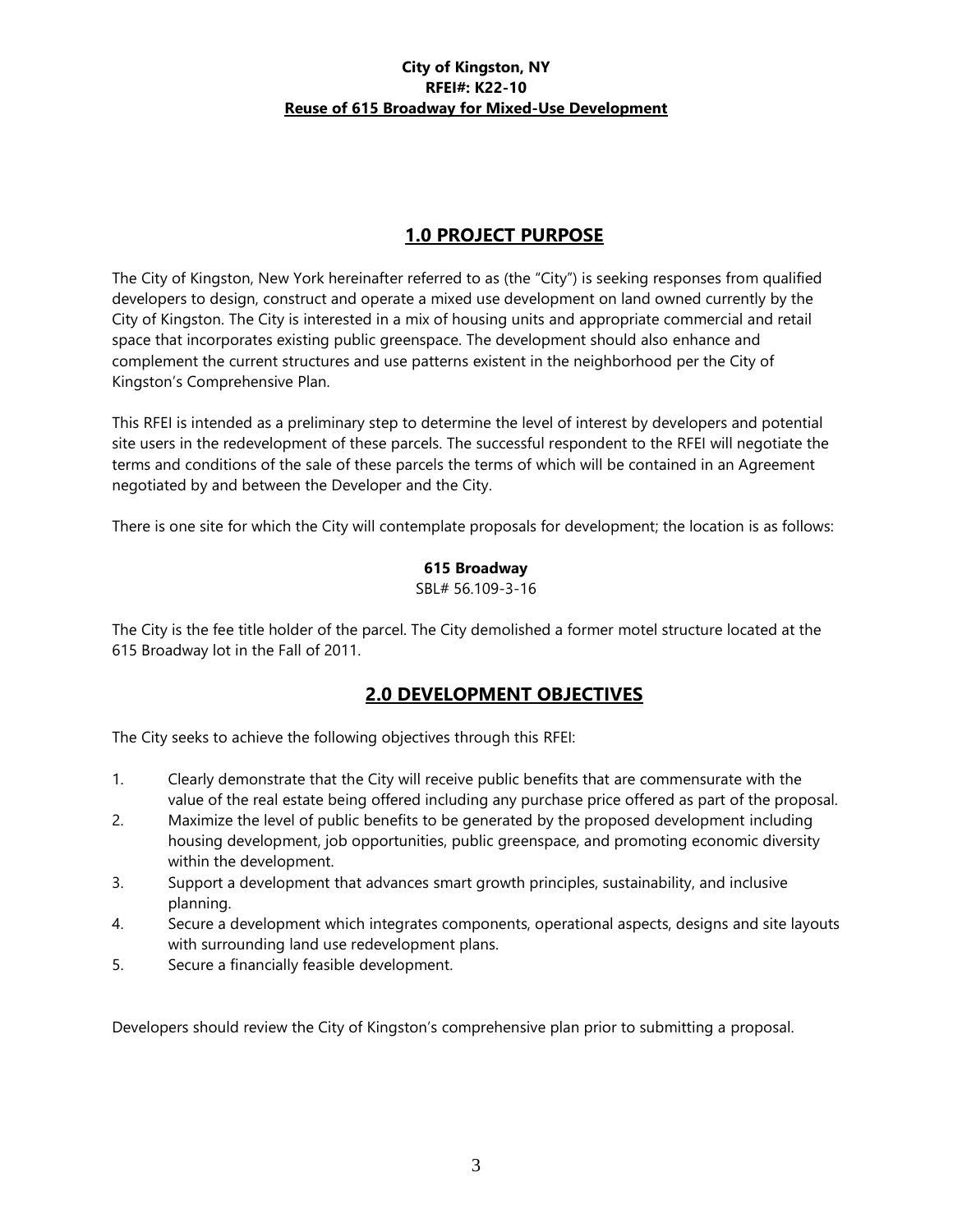**City of Kingston, NY**
**RFEI#: K22-10**
**Reuse of 615 Broadway for Mixed-Use Development**

## 1.0 PROJECT PURPOSE

The City of Kingston, New York hereinafter referred to as (the "City") is seeking responses from qualified developers to design, construct and operate a mixed use development on land owned currently by the City of Kingston. The City is interested in a mix of housing units and appropriate commercial and retail space that incorporates existing public greenspace. The development should also enhance and complement the current structures and use patterns existent in the neighborhood per the City of Kingston's Comprehensive Plan.

This RFEI is intended as a preliminary step to determine the level of interest by developers and potential site users in the redevelopment of these parcels. The successful respondent to the RFEI will negotiate the terms and conditions of the sale of these parcels the terms of which will be contained in an Agreement negotiated by and between the Developer and the City.

There is one site for which the City will contemplate proposals for development; the location is as follows:

**615 Broadway**
SBL# 56.109-3-16

The City is the fee title holder of the parcel. The City demolished a former motel structure located at the 615 Broadway lot in the Fall of 2011.

## 2.0 DEVELOPMENT OBJECTIVES

The City seeks to achieve the following objectives through this RFEI:

1. Clearly demonstrate that the City will receive public benefits that are commensurate with the value of the real estate being offered including any purchase price offered as part of the proposal.
2. Maximize the level of public benefits to be generated by the proposed development including housing development, job opportunities, public greenspace, and promoting economic diversity within the development.
3. Support a development that advances smart growth principles, sustainability, and inclusive planning.
4. Secure a development which integrates components, operational aspects, designs and site layouts with surrounding land use redevelopment plans.
5. Secure a financially feasible development.

Developers should review the City of Kingston's comprehensive plan prior to submitting a proposal.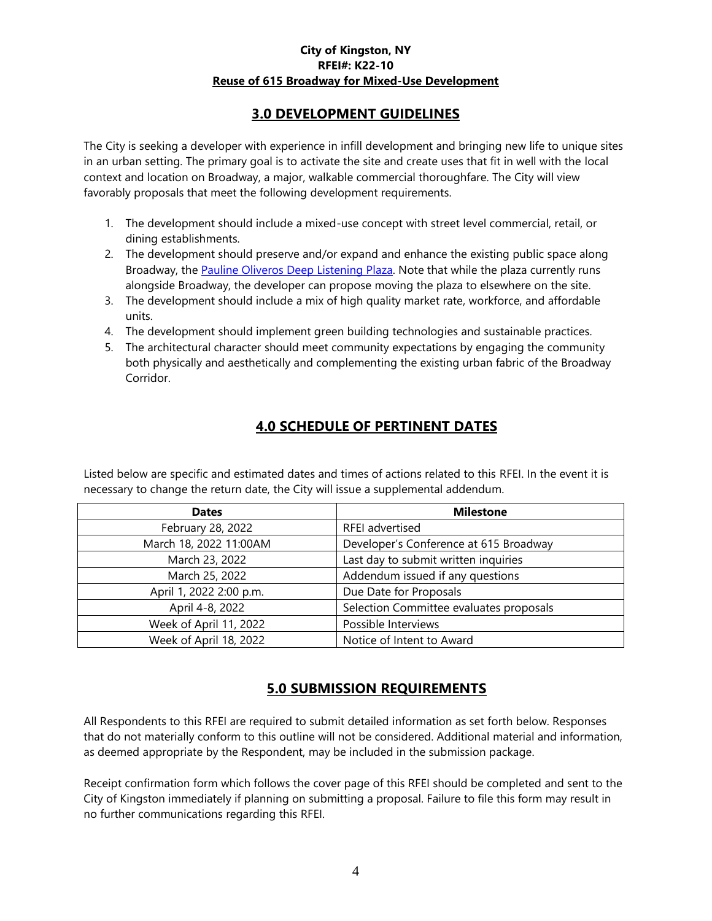## 3.0 DEVELOPMENT GUIDELINES

The City is seeking a developer with experience in infill development and bringing new life to unique sites in an urban setting. The primary goal is to activate the site and create uses that fit in well with the local context and location on Broadway, a major, walkable commercial thoroughfare. The City will view favorably proposals that meet the following development requirements.

1. The development should include a mixed-use concept with street level commercial, retail, or dining establishments.
2. The development should preserve and/or expand and enhance the existing public space along Broadway, the Pauline Oliveros Deep Listening Plaza. Note that while the plaza currently runs alongside Broadway, the developer can propose moving the plaza to elsewhere on the site.
3. The development should include a mix of high quality market rate, workforce, and affordable units.
4. The development should implement green building technologies and sustainable practices.
5. The architectural character should meet community expectations by engaging the community both physically and aesthetically and complementing the existing urban fabric of the Broadway Corridor.

## 4.0 SCHEDULE OF PERTINENT DATES

Listed below are specific and estimated dates and times of actions related to this RFEI. In the event it is necessary to change the return date, the City will issue a supplemental addendum.

| Dates | Milestone |
| --- | --- |
| February 28, 2022 | RFEI advertised |
| March 18, 2022 11:00AM | Developer's Conference at 615 Broadway |
| March 23, 2022 | Last day to submit written inquiries |
| March 25, 2022 | Addendum issued if any questions |
| April 1, 2022 2:00 p.m. | Due Date for Proposals |
| April 4-8, 2022 | Selection Committee evaluates proposals |
| Week of April 11, 2022 | Possible Interviews |
| Week of April 18, 2022 | Notice of Intent to Award |

## 5.0 SUBMISSION REQUIREMENTS

All Respondents to this RFEI are required to submit detailed information as set forth below. Responses that do not materially conform to this outline will not be considered. Additional material and information, as deemed appropriate by the Respondent, may be included in the submission package.

Receipt confirmation form which follows the cover page of this RFEI should be completed and sent to the City of Kingston immediately if planning on submitting a proposal. Failure to file this form may result in no further communications regarding this RFEI.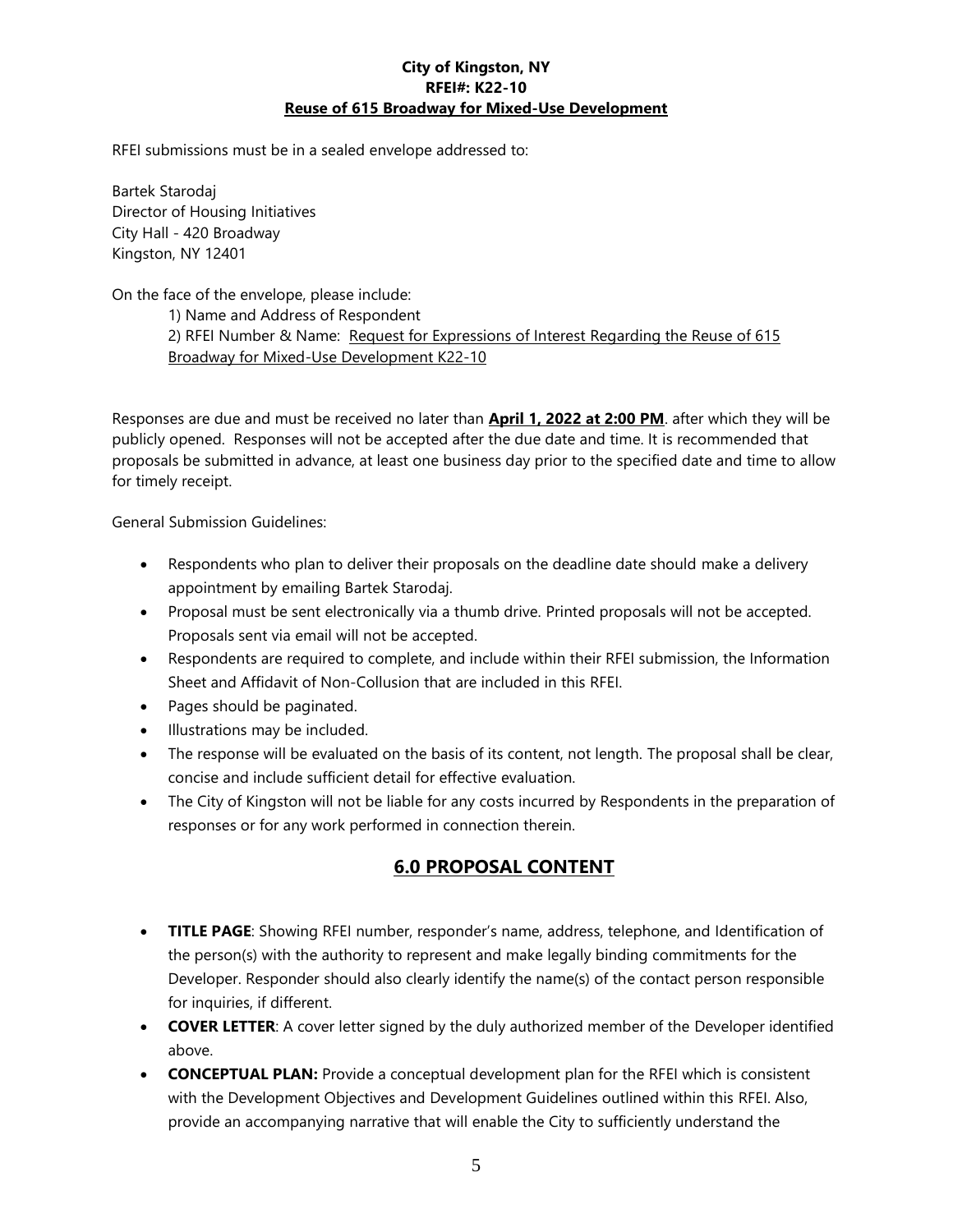**City of Kingston, NY**
**RFEI#: K22-10**
**Reuse of 615 Broadway for Mixed-Use Development**

RFEI submissions must be in a sealed envelope addressed to:

Bartek Starodaj
Director of Housing Initiatives
City Hall - 420 Broadway
Kingston, NY 12401

On the face of the envelope, please include:

1) Name and Address of Respondent
2) RFEI Number & Name: Request for Expressions of Interest Regarding the Reuse of 615 Broadway for Mixed-Use Development K22-10

Responses are due and must be received no later than **April 1, 2022 at 2:00 PM**. after which they will be publicly opened. Responses will not be accepted after the due date and time. It is recommended that proposals be submitted in advance, at least one business day prior to the specified date and time to allow for timely receipt.

General Submission Guidelines:

- Respondents who plan to deliver their proposals on the deadline date should make a delivery appointment by emailing Bartek Starodaj.
- Proposal must be sent electronically via a thumb drive. Printed proposals will not be accepted. Proposals sent via email will not be accepted.
- Respondents are required to complete, and include within their RFEI submission, the Information Sheet and Affidavit of Non-Collusion that are included in this RFEI.
- Pages should be paginated.
- Illustrations may be included.
- The response will be evaluated on the basis of its content, not length. The proposal shall be clear, concise and include sufficient detail for effective evaluation.
- The City of Kingston will not be liable for any costs incurred by Respondents in the preparation of responses or for any work performed in connection therein.

## 6.0 PROPOSAL CONTENT

- **TITLE PAGE**: Showing RFEI number, responder's name, address, telephone, and Identification of the person(s) with the authority to represent and make legally binding commitments for the Developer. Responder should also clearly identify the name(s) of the contact person responsible for inquiries, if different.
- **COVER LETTER**: A cover letter signed by the duly authorized member of the Developer identified above.
- **CONCEPTUAL PLAN:** Provide a conceptual development plan for the RFEI which is consistent with the Development Objectives and Development Guidelines outlined within this RFEI. Also, provide an accompanying narrative that will enable the City to sufficiently understand the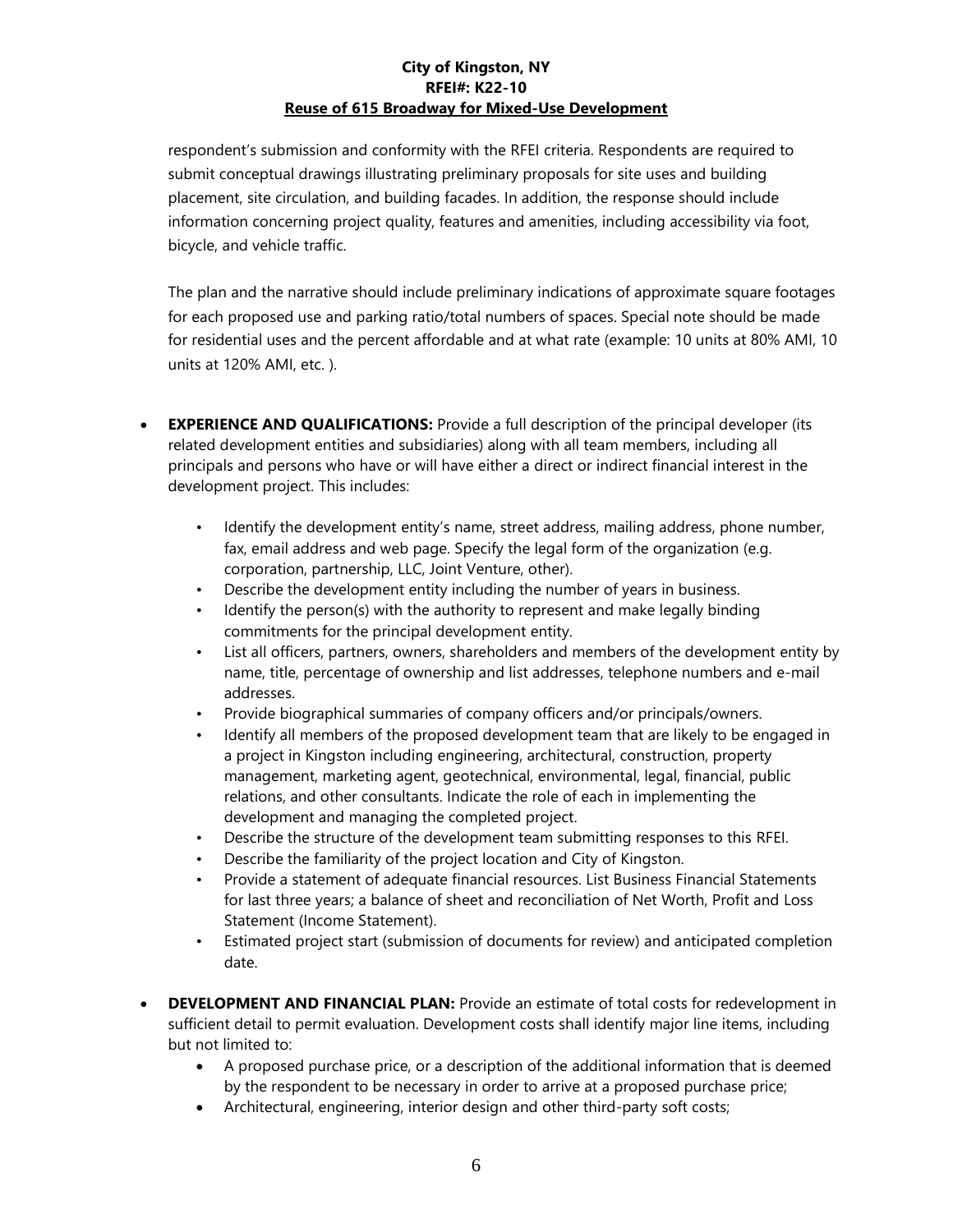respondent's submission and conformity with the RFEI criteria. Respondents are required to submit conceptual drawings illustrating preliminary proposals for site uses and building placement, site circulation, and building facades. In addition, the response should include information concerning project quality, features and amenities, including accessibility via foot, bicycle, and vehicle traffic.

The plan and the narrative should include preliminary indications of approximate square footages for each proposed use and parking ratio/total numbers of spaces. Special note should be made for residential uses and the percent affordable and at what rate (example: 10 units at 80% AMI, 10 units at 120% AMI, etc. ).

- **EXPERIENCE AND QUALIFICATIONS:** Provide a full description of the principal developer (its related development entities and subsidiaries) along with all team members, including all principals and persons who have or will have either a direct or indirect financial interest in the development project. This includes:
  - Identify the development entity's name, street address, mailing address, phone number, fax, email address and web page. Specify the legal form of the organization (e.g. corporation, partnership, LLC, Joint Venture, other).
  - Describe the development entity including the number of years in business.
  - Identify the person(s) with the authority to represent and make legally binding commitments for the principal development entity.
  - List all officers, partners, owners, shareholders and members of the development entity by name, title, percentage of ownership and list addresses, telephone numbers and e-mail addresses.
  - Provide biographical summaries of company officers and/or principals/owners.
  - Identify all members of the proposed development team that are likely to be engaged in a project in Kingston including engineering, architectural, construction, property management, marketing agent, geotechnical, environmental, legal, financial, public relations, and other consultants. Indicate the role of each in implementing the development and managing the completed project.
  - Describe the structure of the development team submitting responses to this RFEI.
  - Describe the familiarity of the project location and City of Kingston.
  - Provide a statement of adequate financial resources. List Business Financial Statements for last three years; a balance of sheet and reconciliation of Net Worth, Profit and Loss Statement (Income Statement).
  - Estimated project start (submission of documents for review) and anticipated completion date.

- **DEVELOPMENT AND FINANCIAL PLAN:** Provide an estimate of total costs for redevelopment in sufficient detail to permit evaluation. Development costs shall identify major line items, including but not limited to:
  - A proposed purchase price, or a description of the additional information that is deemed by the respondent to be necessary in order to arrive at a proposed purchase price;
  - Architectural, engineering, interior design and other third-party soft costs;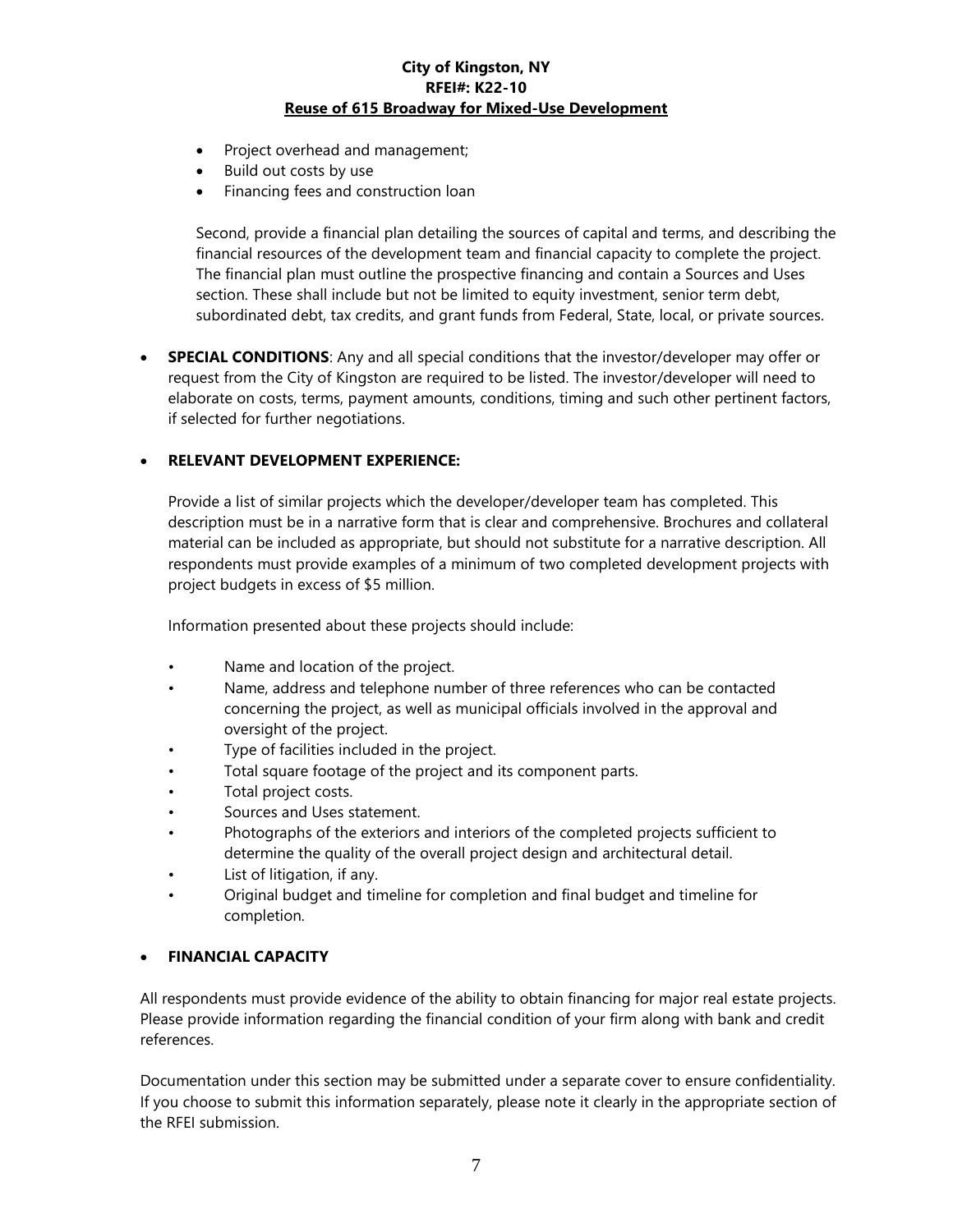- Project overhead and management;
- Build out costs by use
- Financing fees and construction loan

  Second, provide a financial plan detailing the sources of capital and terms, and describing the financial resources of the development team and financial capacity to complete the project. The financial plan must outline the prospective financing and contain a Sources and Uses section. These shall include but not be limited to equity investment, senior term debt, subordinated debt, tax credits, and grant funds from Federal, State, local, or private sources.

- **SPECIAL CONDITIONS**: Any and all special conditions that the investor/developer may offer or request from the City of Kingston are required to be listed. The investor/developer will need to elaborate on costs, terms, payment amounts, conditions, timing and such other pertinent factors, if selected for further negotiations.

- **RELEVANT DEVELOPMENT EXPERIENCE:**

  Provide a list of similar projects which the developer/developer team has completed. This description must be in a narrative form that is clear and comprehensive. Brochures and collateral material can be included as appropriate, but should not substitute for a narrative description. All respondents must provide examples of a minimum of two completed development projects with project budgets in excess of $5 million.

  Information presented about these projects should include:

  - Name and location of the project.
  - Name, address and telephone number of three references who can be contacted concerning the project, as well as municipal officials involved in the approval and oversight of the project.
  - Type of facilities included in the project.
  - Total square footage of the project and its component parts.
  - Total project costs.
  - Sources and Uses statement.
  - Photographs of the exteriors and interiors of the completed projects sufficient to determine the quality of the overall project design and architectural detail.
  - List of litigation, if any.
  - Original budget and timeline for completion and final budget and timeline for completion.

- **FINANCIAL CAPACITY**

All respondents must provide evidence of the ability to obtain financing for major real estate projects. Please provide information regarding the financial condition of your firm along with bank and credit references.

Documentation under this section may be submitted under a separate cover to ensure confidentiality. If you choose to submit this information separately, please note it clearly in the appropriate section of the RFEI submission.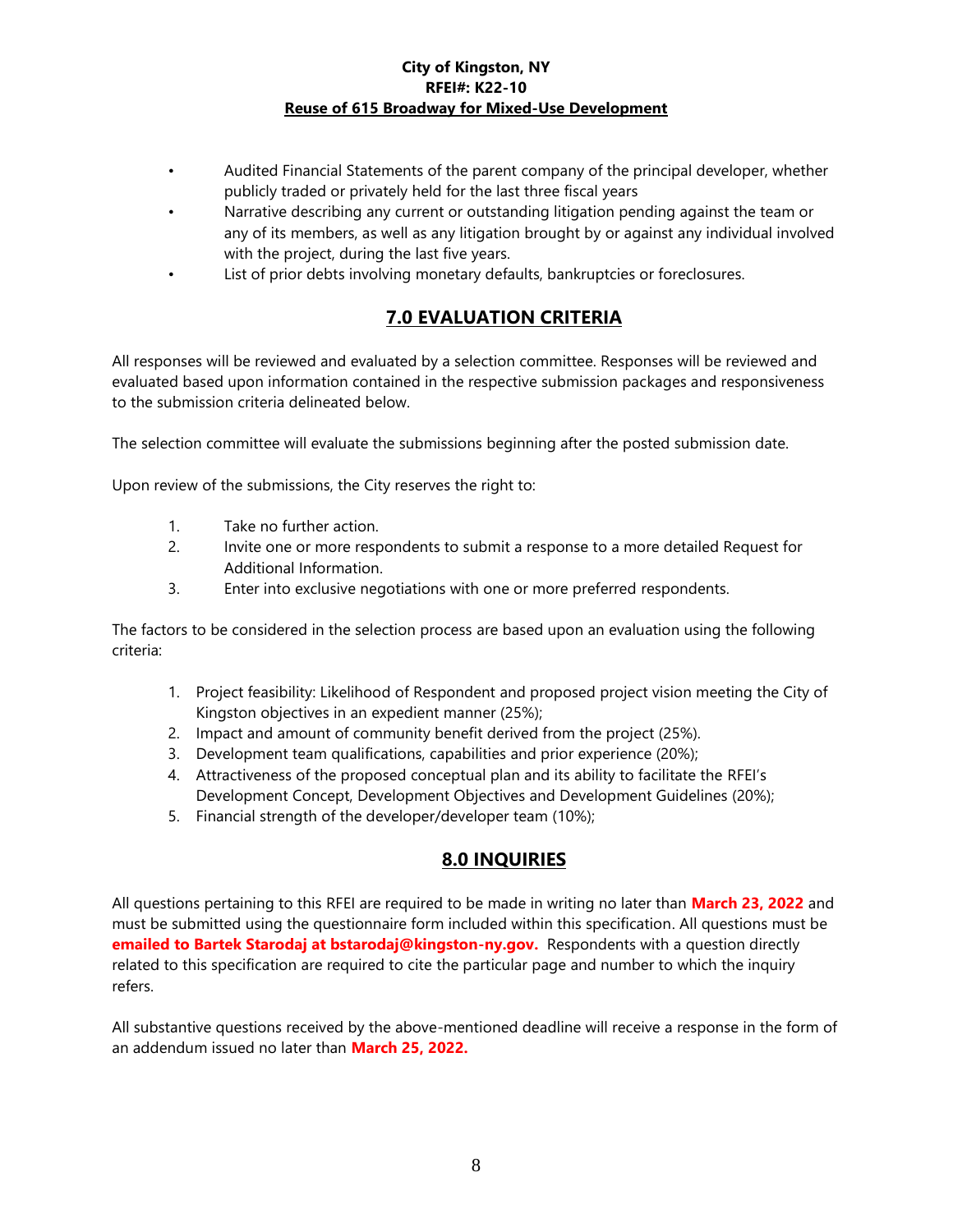- Audited Financial Statements of the parent company of the principal developer, whether publicly traded or privately held for the last three fiscal years
- Narrative describing any current or outstanding litigation pending against the team or any of its members, as well as any litigation brought by or against any individual involved with the project, during the last five years.
- List of prior debts involving monetary defaults, bankruptcies or foreclosures.

## 7.0 EVALUATION CRITERIA

All responses will be reviewed and evaluated by a selection committee. Responses will be reviewed and evaluated based upon information contained in the respective submission packages and responsiveness to the submission criteria delineated below.

The selection committee will evaluate the submissions beginning after the posted submission date.

Upon review of the submissions, the City reserves the right to:

1. Take no further action.
2. Invite one or more respondents to submit a response to a more detailed Request for Additional Information.
3. Enter into exclusive negotiations with one or more preferred respondents.

The factors to be considered in the selection process are based upon an evaluation using the following criteria:

1. Project feasibility: Likelihood of Respondent and proposed project vision meeting the City of Kingston objectives in an expedient manner (25%);
2. Impact and amount of community benefit derived from the project (25%).
3. Development team qualifications, capabilities and prior experience (20%);
4. Attractiveness of the proposed conceptual plan and its ability to facilitate the RFEI's Development Concept, Development Objectives and Development Guidelines (20%);
5. Financial strength of the developer/developer team (10%);

## 8.0 INQUIRIES

All questions pertaining to this RFEI are required to be made in writing no later than **March 23, 2022** and must be submitted using the questionnaire form included within this specification. All questions must be **emailed to Bartek Starodaj at bstarodaj@kingston-ny.gov.** Respondents with a question directly related to this specification are required to cite the particular page and number to which the inquiry refers.

All substantive questions received by the above-mentioned deadline will receive a response in the form of an addendum issued no later than **March 25, 2022.**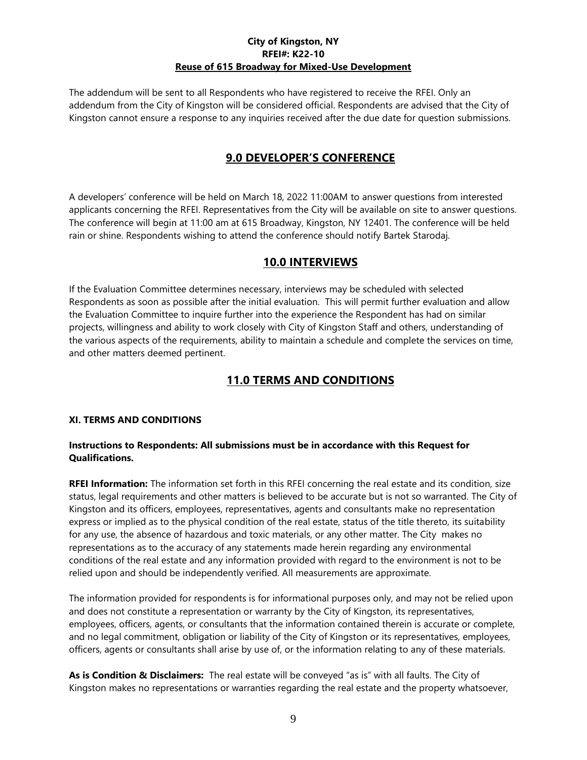The addendum will be sent to all Respondents who have registered to receive the RFEI. Only an addendum from the City of Kingston will be considered official. Respondents are advised that the City of Kingston cannot ensure a response to any inquiries received after the due date for question submissions.

## 9.0 DEVELOPER'S CONFERENCE

A developers' conference will be held on March 18, 2022 11:00AM to answer questions from interested applicants concerning the RFEI. Representatives from the City will be available on site to answer questions. The conference will begin at 11:00 am at 615 Broadway, Kingston, NY 12401. The conference will be held rain or shine. Respondents wishing to attend the conference should notify Bartek Starodaj.

## 10.0 INTERVIEWS

If the Evaluation Committee determines necessary, interviews may be scheduled with selected Respondents as soon as possible after the initial evaluation. This will permit further evaluation and allow the Evaluation Committee to inquire further into the experience the Respondent has had on similar projects, willingness and ability to work closely with City of Kingston Staff and others, understanding of the various aspects of the requirements, ability to maintain a schedule and complete the services on time, and other matters deemed pertinent.

## 11.0 TERMS AND CONDITIONS

### XI. TERMS AND CONDITIONS

**Instructions to Respondents: All submissions must be in accordance with this Request for Qualifications.**

**RFEI Information:** The information set forth in this RFEI concerning the real estate and its condition, size status, legal requirements and other matters is believed to be accurate but is not so warranted. The City of Kingston and its officers, employees, representatives, agents and consultants make no representation express or implied as to the physical condition of the real estate, status of the title thereto, its suitability for any use, the absence of hazardous and toxic materials, or any other matter. The City makes no representations as to the accuracy of any statements made herein regarding any environmental conditions of the real estate and any information provided with regard to the environment is not to be relied upon and should be independently verified. All measurements are approximate.

The information provided for respondents is for informational purposes only, and may not be relied upon and does not constitute a representation or warranty by the City of Kingston, its representatives, employees, officers, agents, or consultants that the information contained therein is accurate or complete, and no legal commitment, obligation or liability of the City of Kingston or its representatives, employees, officers, agents or consultants shall arise by use of, or the information relating to any of these materials.

**As is Condition & Disclaimers:** The real estate will be conveyed "as is" with all faults. The City of Kingston makes no representations or warranties regarding the real estate and the property whatsoever,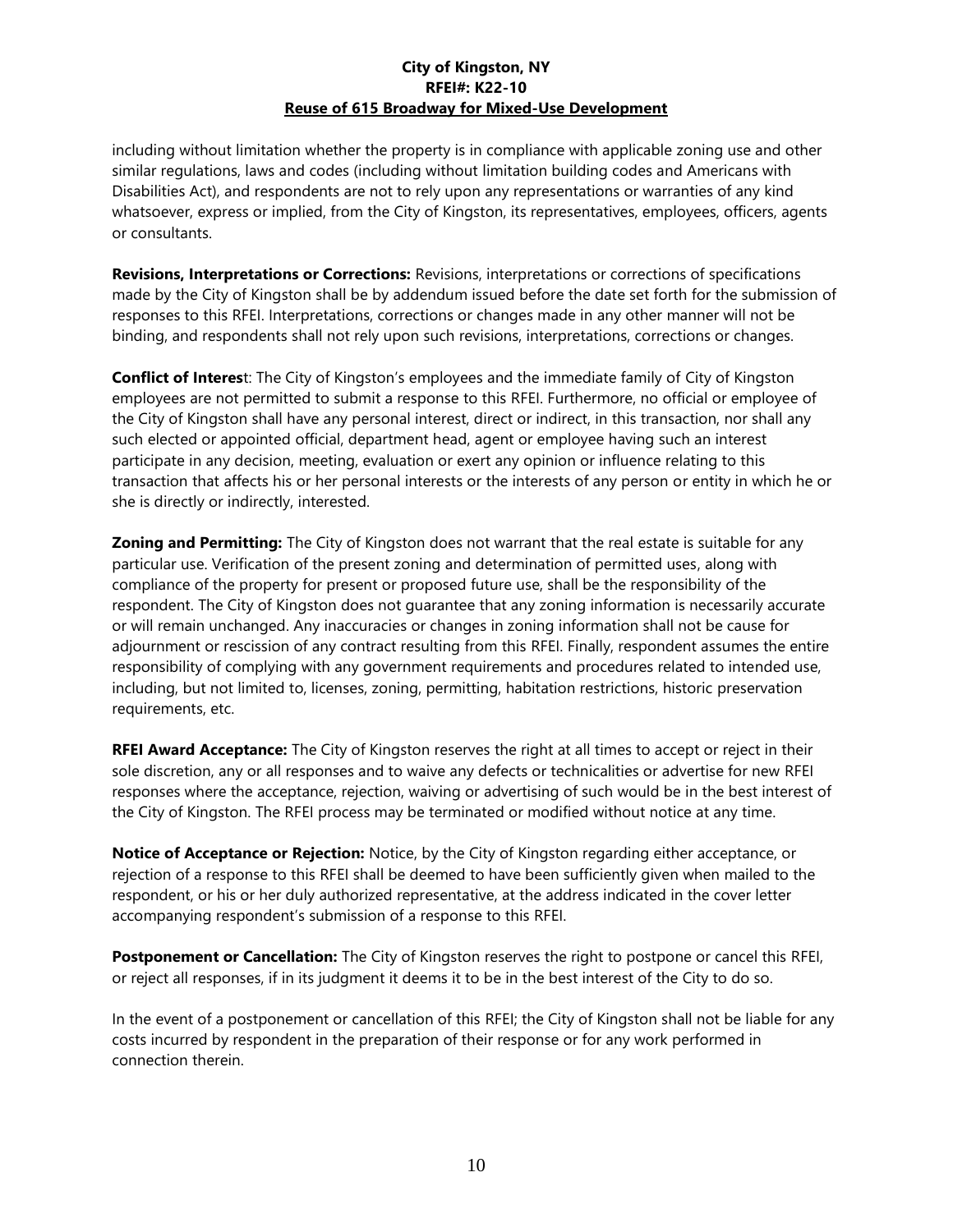including without limitation whether the property is in compliance with applicable zoning use and other similar regulations, laws and codes (including without limitation building codes and Americans with Disabilities Act), and respondents are not to rely upon any representations or warranties of any kind whatsoever, express or implied, from the City of Kingston, its representatives, employees, officers, agents or consultants.

**Revisions, Interpretations or Corrections:** Revisions, interpretations or corrections of specifications made by the City of Kingston shall be by addendum issued before the date set forth for the submission of responses to this RFEI. Interpretations, corrections or changes made in any other manner will not be binding, and respondents shall not rely upon such revisions, interpretations, corrections or changes.

**Conflict of Interest**: The City of Kingston's employees and the immediate family of City of Kingston employees are not permitted to submit a response to this RFEI. Furthermore, no official or employee of the City of Kingston shall have any personal interest, direct or indirect, in this transaction, nor shall any such elected or appointed official, department head, agent or employee having such an interest participate in any decision, meeting, evaluation or exert any opinion or influence relating to this transaction that affects his or her personal interests or the interests of any person or entity in which he or she is directly or indirectly, interested.

**Zoning and Permitting:** The City of Kingston does not warrant that the real estate is suitable for any particular use. Verification of the present zoning and determination of permitted uses, along with compliance of the property for present or proposed future use, shall be the responsibility of the respondent. The City of Kingston does not guarantee that any zoning information is necessarily accurate or will remain unchanged. Any inaccuracies or changes in zoning information shall not be cause for adjournment or rescission of any contract resulting from this RFEI. Finally, respondent assumes the entire responsibility of complying with any government requirements and procedures related to intended use, including, but not limited to, licenses, zoning, permitting, habitation restrictions, historic preservation requirements, etc.

**RFEI Award Acceptance:** The City of Kingston reserves the right at all times to accept or reject in their sole discretion, any or all responses and to waive any defects or technicalities or advertise for new RFEI responses where the acceptance, rejection, waiving or advertising of such would be in the best interest of the City of Kingston. The RFEI process may be terminated or modified without notice at any time.

**Notice of Acceptance or Rejection:** Notice, by the City of Kingston regarding either acceptance, or rejection of a response to this RFEI shall be deemed to have been sufficiently given when mailed to the respondent, or his or her duly authorized representative, at the address indicated in the cover letter accompanying respondent's submission of a response to this RFEI.

**Postponement or Cancellation:** The City of Kingston reserves the right to postpone or cancel this RFEI, or reject all responses, if in its judgment it deems it to be in the best interest of the City to do so.

In the event of a postponement or cancellation of this RFEI; the City of Kingston shall not be liable for any costs incurred by respondent in the preparation of their response or for any work performed in connection therein.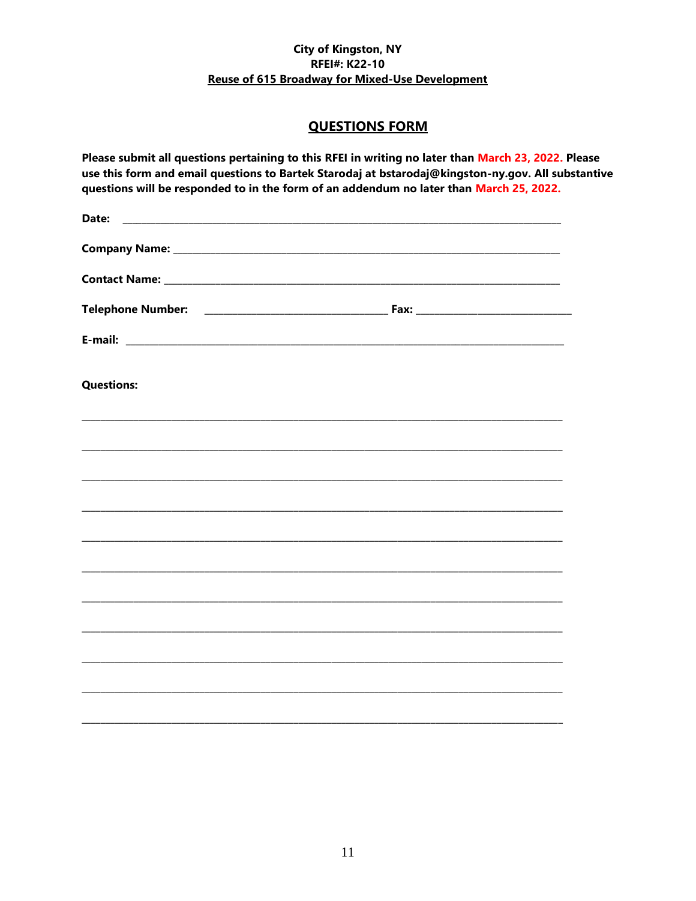**City of Kingston, NY**
**RFEI#: K22-10**
**Reuse of 615 Broadway for Mixed-Use Development**

## QUESTIONS FORM

**Please submit all questions pertaining to this RFEI in writing no later than March 23, 2022. Please use this form and email questions to Bartek Starodaj at bstarodaj@kingston-ny.gov. All substantive questions will be responded to in the form of an addendum no later than March 25, 2022.**

**Date:** ______________________________________________

**Company Name:** ______________________________________________

**Contact Name:** ______________________________________________

**Telephone Number:** ______________________ **Fax:** ______________________

**E-mail:** ______________________________________________

**Questions:**

______________________________________________

______________________________________________

______________________________________________

______________________________________________

______________________________________________

______________________________________________

______________________________________________

______________________________________________

______________________________________________

______________________________________________

______________________________________________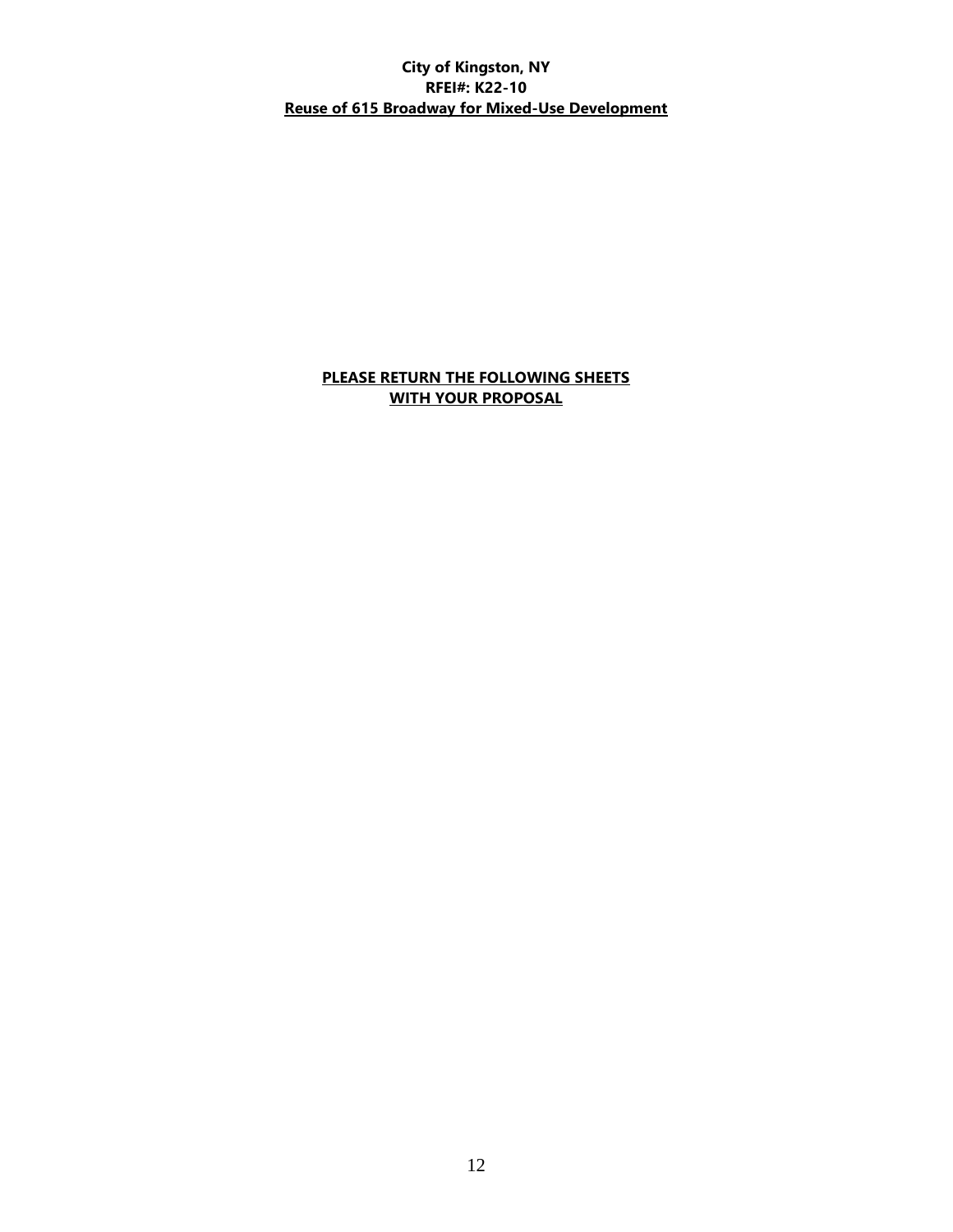**City of Kingston, NY**
**RFEI#: K22-10**
**Reuse of 615 Broadway for Mixed-Use Development**

**PLEASE RETURN THE FOLLOWING SHEETS WITH YOUR PROPOSAL**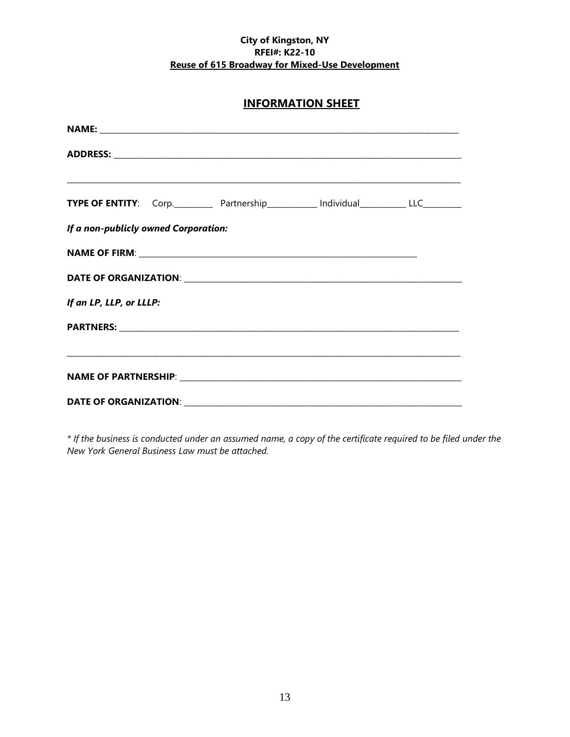**City of Kingston, NY**
**RFEI#: K22-10**
**Reuse of 615 Broadway for Mixed-Use Development**

## INFORMATION SHEET

**NAME:** ___________________________________________________________________________

**ADDRESS:** ________________________________________________________________________

_______________________________________________________________________________________

**TYPE OF ENTITY**: Corp.________ Partnership__________ Individual__________ LLC________

***If a non-publicly owned Corporation:***

**NAME OF FIRM**: _________________________________________________________

**DATE OF ORGANIZATION**: _________________________________________________________

***If an LP, LLP, or LLLP:***

**PARTNERS:** ______________________________________________________________________

_______________________________________________________________________________________

**NAME OF PARTNERSHIP**: _________________________________________________________

**DATE OF ORGANIZATION**: _________________________________________________________

*\* If the business is conducted under an assumed name, a copy of the certificate required to be filed under the New York General Business Law must be attached.*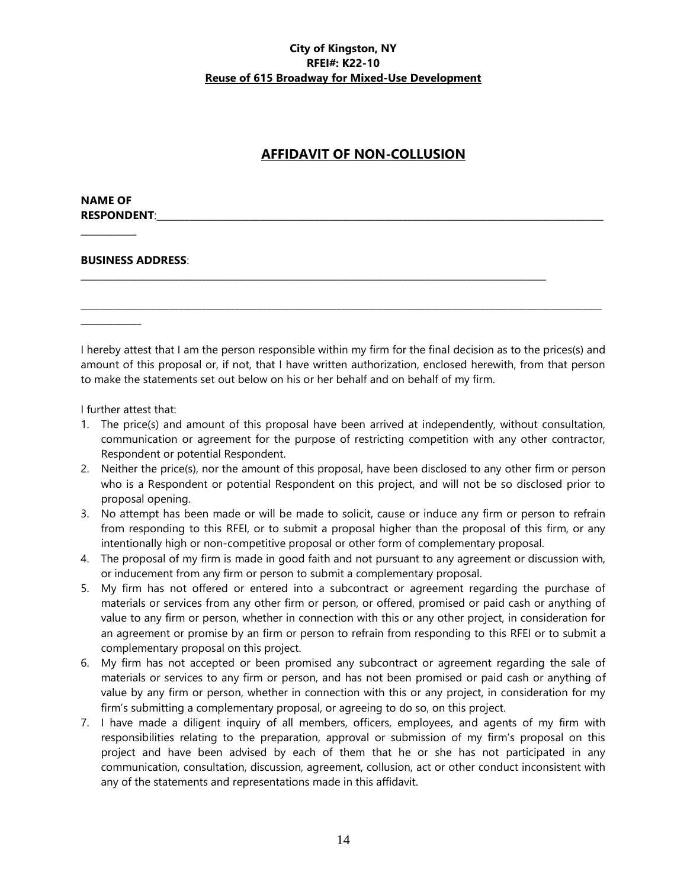**City of Kingston, NY**
**RFEI#: K22-10**
**Reuse of 615 Broadway for Mixed-Use Development**

## AFFIDAVIT OF NON-COLLUSION

**NAME OF RESPONDENT**:______________________________________________

**BUSINESS ADDRESS**: ______________________________________________

______________________________________________

I hereby attest that I am the person responsible within my firm for the final decision as to the prices(s) and amount of this proposal or, if not, that I have written authorization, enclosed herewith, from that person to make the statements set out below on his or her behalf and on behalf of my firm.

I further attest that:

1. The price(s) and amount of this proposal have been arrived at independently, without consultation, communication or agreement for the purpose of restricting competition with any other contractor, Respondent or potential Respondent.
2. Neither the price(s), nor the amount of this proposal, have been disclosed to any other firm or person who is a Respondent or potential Respondent on this project, and will not be so disclosed prior to proposal opening.
3. No attempt has been made or will be made to solicit, cause or induce any firm or person to refrain from responding to this RFEI, or to submit a proposal higher than the proposal of this firm, or any intentionally high or non-competitive proposal or other form of complementary proposal.
4. The proposal of my firm is made in good faith and not pursuant to any agreement or discussion with, or inducement from any firm or person to submit a complementary proposal.
5. My firm has not offered or entered into a subcontract or agreement regarding the purchase of materials or services from any other firm or person, or offered, promised or paid cash or anything of value to any firm or person, whether in connection with this or any other project, in consideration for an agreement or promise by an firm or person to refrain from responding to this RFEI or to submit a complementary proposal on this project.
6. My firm has not accepted or been promised any subcontract or agreement regarding the sale of materials or services to any firm or person, and has not been promised or paid cash or anything of value by any firm or person, whether in connection with this or any project, in consideration for my firm's submitting a complementary proposal, or agreeing to do so, on this project.
7. I have made a diligent inquiry of all members, officers, employees, and agents of my firm with responsibilities relating to the preparation, approval or submission of my firm's proposal on this project and have been advised by each of them that he or she has not participated in any communication, consultation, discussion, agreement, collusion, act or other conduct inconsistent with any of the statements and representations made in this affidavit.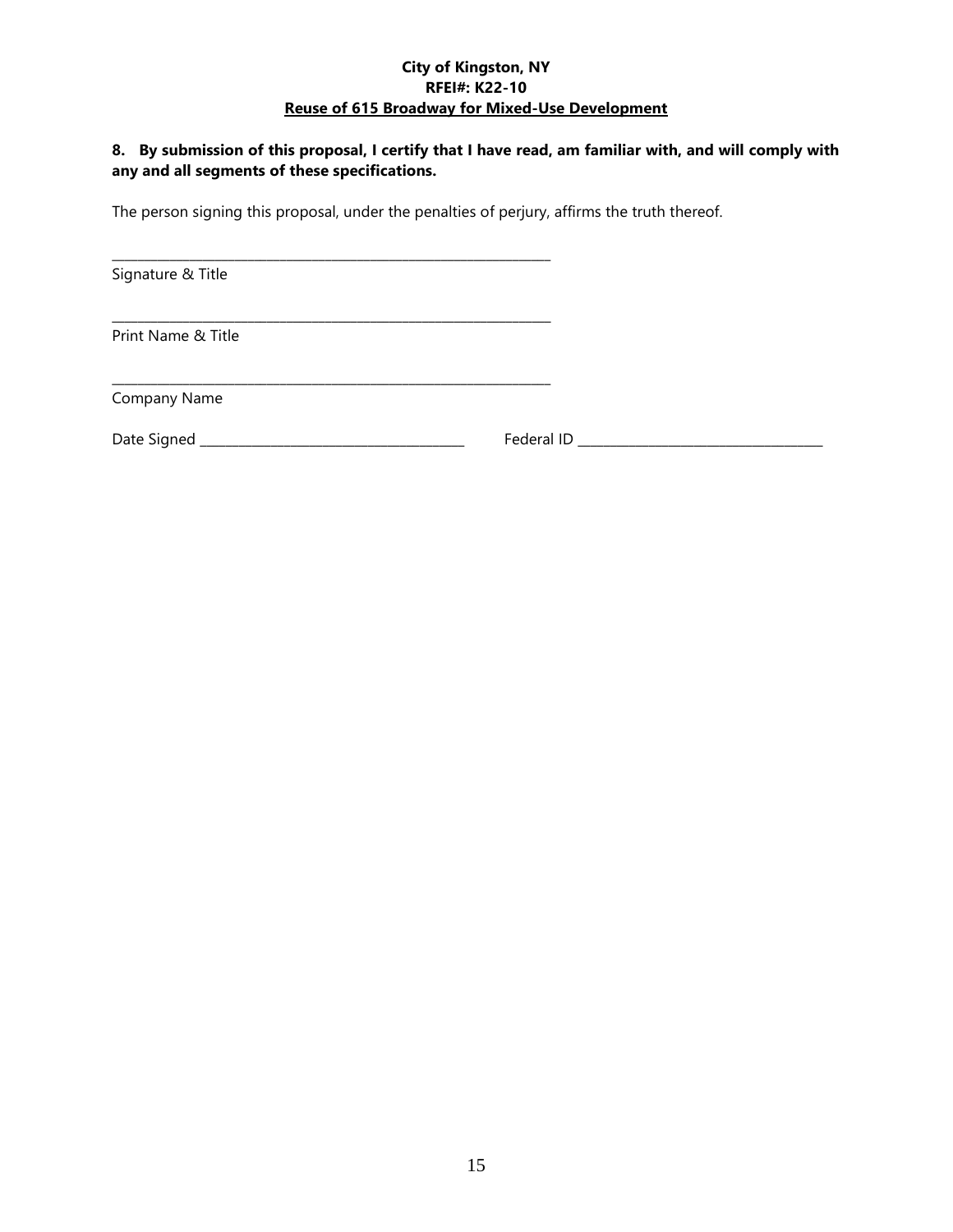**City of Kingston, NY**
**RFEI#: K22-10**
**Reuse of 615 Broadway for Mixed-Use Development**

**8. By submission of this proposal, I certify that I have read, am familiar with, and will comply with any and all segments of these specifications.**

The person signing this proposal, under the penalties of perjury, affirms the truth thereof.

\_\_\_\_\_\_\_\_\_\_\_\_\_\_\_\_\_\_\_\_\_\_\_\_\_\_\_\_\_\_\_\_\_\_\_\_\_\_\_\_\_\_\_\_\_\_\_\_\_\_\_\_\_\_\_\_\_\_\_\_\_\_\_\_\_\_

Signature & Title

\_\_\_\_\_\_\_\_\_\_\_\_\_\_\_\_\_\_\_\_\_\_\_\_\_\_\_\_\_\_\_\_\_\_\_\_\_\_\_\_\_\_\_\_\_\_\_\_\_\_\_\_\_\_\_\_\_\_\_\_\_\_\_\_\_\_

Print Name & Title

\_\_\_\_\_\_\_\_\_\_\_\_\_\_\_\_\_\_\_\_\_\_\_\_\_\_\_\_\_\_\_\_\_\_\_\_\_\_\_\_\_\_\_\_\_\_\_\_\_\_\_\_\_\_\_\_\_\_\_\_\_\_\_\_\_\_

Company Name

Date Signed \_\_\_\_\_\_\_\_\_\_\_\_\_\_\_\_\_\_\_\_\_\_\_\_\_\_\_\_\_\_\_\_\_\_\_\_\_\_\_\_ Federal ID \_\_\_\_\_\_\_\_\_\_\_\_\_\_\_\_\_\_\_\_\_\_\_\_\_\_\_\_\_\_\_\_\_\_\_\_\_\_\_\_